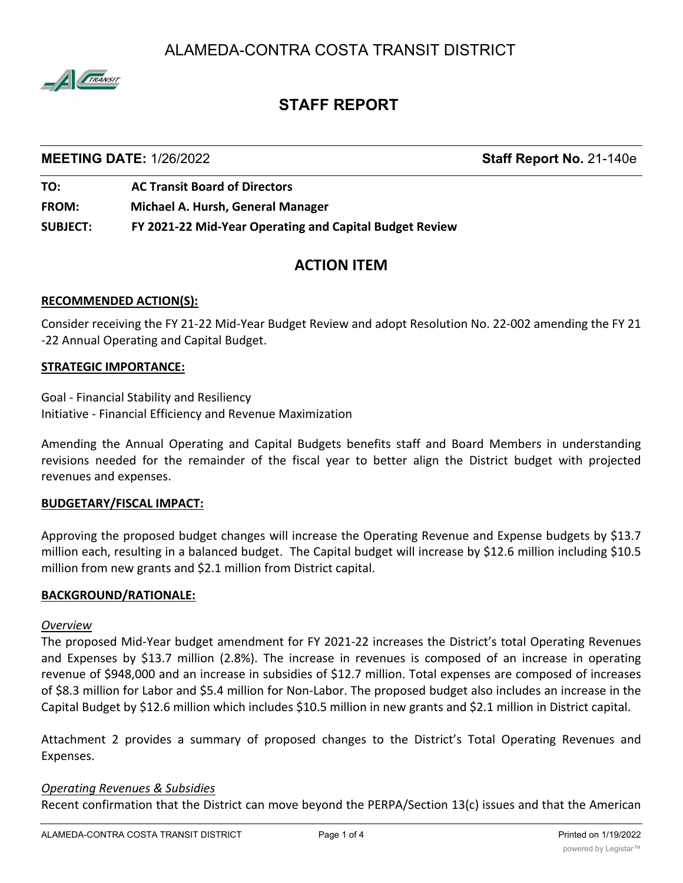# ALAMEDA-CONTRA COSTA TRANSIT DISTRICT

## STAFF REPORT

**MEETING DATE:** 1/26/2022 **Staff Report No.** 21-140e

**TO:** **AC Transit Board of Directors**

**FROM:** **Michael A. Hursh, General Manager**

**SUBJECT:** **FY 2021-22 Mid-Year Operating and Capital Budget Review**

## ACTION ITEM

**RECOMMENDED ACTION(S):**

Consider receiving the FY 21-22 Mid-Year Budget Review and adopt Resolution No. 22-002 amending the FY 21-22 Annual Operating and Capital Budget.

**STRATEGIC IMPORTANCE:**

Goal - Financial Stability and Resiliency
Initiative - Financial Efficiency and Revenue Maximization

Amending the Annual Operating and Capital Budgets benefits staff and Board Members in understanding revisions needed for the remainder of the fiscal year to better align the District budget with projected revenues and expenses.

**BUDGETARY/FISCAL IMPACT:**

Approving the proposed budget changes will increase the Operating Revenue and Expense budgets by $13.7 million each, resulting in a balanced budget. The Capital budget will increase by $12.6 million including $10.5 million from new grants and $2.1 million from District capital.

**BACKGROUND/RATIONALE:**

*Overview*

The proposed Mid-Year budget amendment for FY 2021-22 increases the District's total Operating Revenues and Expenses by $13.7 million (2.8%). The increase in revenues is composed of an increase in operating revenue of $948,000 and an increase in subsidies of $12.7 million. Total expenses are composed of increases of $8.3 million for Labor and $5.4 million for Non-Labor. The proposed budget also includes an increase in the Capital Budget by $12.6 million which includes $10.5 million in new grants and $2.1 million in District capital.

Attachment 2 provides a summary of proposed changes to the District's Total Operating Revenues and Expenses.

*Operating Revenues & Subsidies*

Recent confirmation that the District can move beyond the PERPA/Section 13(c) issues and that the American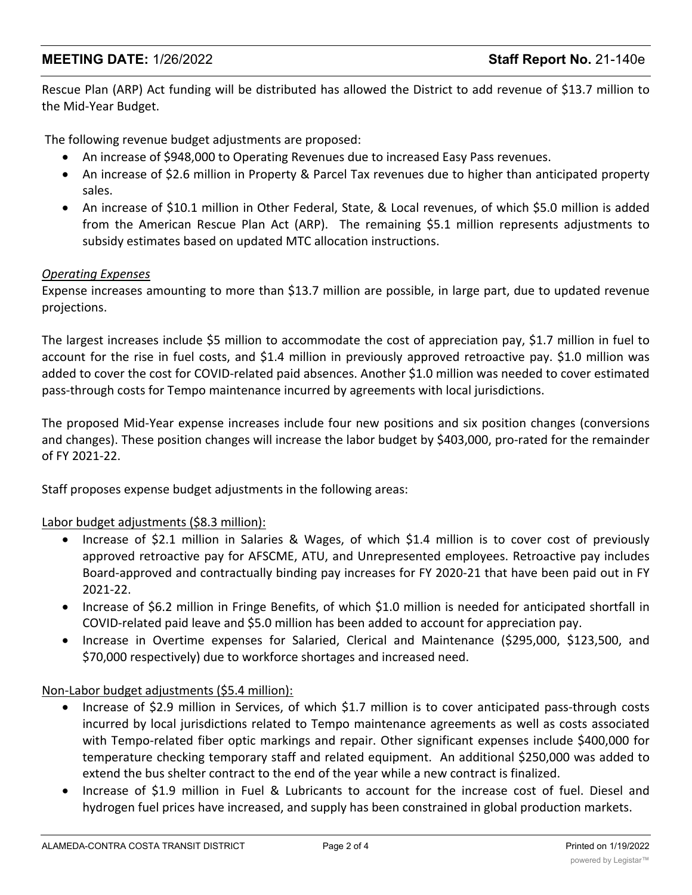Rescue Plan (ARP) Act funding will be distributed has allowed the District to add revenue of $13.7 million to the Mid-Year Budget.

The following revenue budget adjustments are proposed:

- An increase of $948,000 to Operating Revenues due to increased Easy Pass revenues.
- An increase of $2.6 million in Property & Parcel Tax revenues due to higher than anticipated property sales.
- An increase of $10.1 million in Other Federal, State, & Local revenues, of which $5.0 million is added from the American Rescue Plan Act (ARP). The remaining $5.1 million represents adjustments to subsidy estimates based on updated MTC allocation instructions.

*Operating Expenses*

Expense increases amounting to more than $13.7 million are possible, in large part, due to updated revenue projections.

The largest increases include $5 million to accommodate the cost of appreciation pay, $1.7 million in fuel to account for the rise in fuel costs, and $1.4 million in previously approved retroactive pay. $1.0 million was added to cover the cost for COVID-related paid absences. Another $1.0 million was needed to cover estimated pass-through costs for Tempo maintenance incurred by agreements with local jurisdictions.

The proposed Mid-Year expense increases include four new positions and six position changes (conversions and changes). These position changes will increase the labor budget by $403,000, pro-rated for the remainder of FY 2021-22.

Staff proposes expense budget adjustments in the following areas:

Labor budget adjustments ($8.3 million):

- Increase of $2.1 million in Salaries & Wages, of which $1.4 million is to cover cost of previously approved retroactive pay for AFSCME, ATU, and Unrepresented employees. Retroactive pay includes Board-approved and contractually binding pay increases for FY 2020-21 that have been paid out in FY 2021-22.
- Increase of $6.2 million in Fringe Benefits, of which $1.0 million is needed for anticipated shortfall in COVID-related paid leave and $5.0 million has been added to account for appreciation pay.
- Increase in Overtime expenses for Salaried, Clerical and Maintenance ($295,000, $123,500, and $70,000 respectively) due to workforce shortages and increased need.

Non-Labor budget adjustments ($5.4 million):

- Increase of $2.9 million in Services, of which $1.7 million is to cover anticipated pass-through costs incurred by local jurisdictions related to Tempo maintenance agreements as well as costs associated with Tempo-related fiber optic markings and repair. Other significant expenses include $400,000 for temperature checking temporary staff and related equipment. An additional $250,000 was added to extend the bus shelter contract to the end of the year while a new contract is finalized.
- Increase of $1.9 million in Fuel & Lubricants to account for the increase cost of fuel. Diesel and hydrogen fuel prices have increased, and supply has been constrained in global production markets.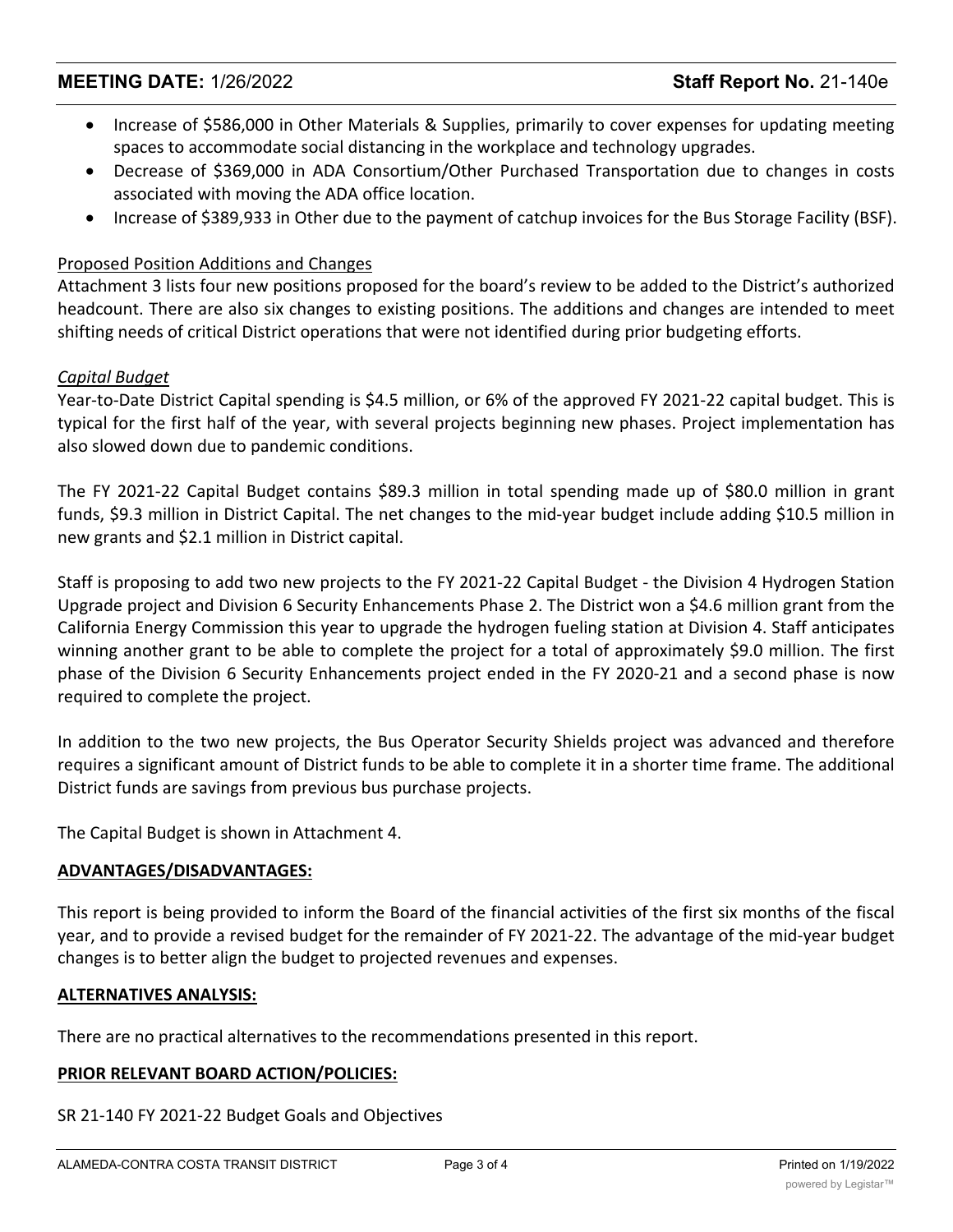- Increase of $586,000 in Other Materials & Supplies, primarily to cover expenses for updating meeting spaces to accommodate social distancing in the workplace and technology upgrades.
- Decrease of $369,000 in ADA Consortium/Other Purchased Transportation due to changes in costs associated with moving the ADA office location.
- Increase of $389,933 in Other due to the payment of catchup invoices for the Bus Storage Facility (BSF).

Proposed Position Additions and Changes

Attachment 3 lists four new positions proposed for the board's review to be added to the District's authorized headcount. There are also six changes to existing positions. The additions and changes are intended to meet shifting needs of critical District operations that were not identified during prior budgeting efforts.

*Capital Budget*

Year-to-Date District Capital spending is $4.5 million, or 6% of the approved FY 2021-22 capital budget. This is typical for the first half of the year, with several projects beginning new phases. Project implementation has also slowed down due to pandemic conditions.

The FY 2021-22 Capital Budget contains $89.3 million in total spending made up of $80.0 million in grant funds, $9.3 million in District Capital. The net changes to the mid-year budget include adding $10.5 million in new grants and $2.1 million in District capital.

Staff is proposing to add two new projects to the FY 2021-22 Capital Budget - the Division 4 Hydrogen Station Upgrade project and Division 6 Security Enhancements Phase 2. The District won a $4.6 million grant from the California Energy Commission this year to upgrade the hydrogen fueling station at Division 4. Staff anticipates winning another grant to be able to complete the project for a total of approximately $9.0 million. The first phase of the Division 6 Security Enhancements project ended in the FY 2020-21 and a second phase is now required to complete the project.

In addition to the two new projects, the Bus Operator Security Shields project was advanced and therefore requires a significant amount of District funds to be able to complete it in a shorter time frame. The additional District funds are savings from previous bus purchase projects.

The Capital Budget is shown in Attachment 4.

**ADVANTAGES/DISADVANTAGES:**

This report is being provided to inform the Board of the financial activities of the first six months of the fiscal year, and to provide a revised budget for the remainder of FY 2021-22. The advantage of the mid-year budget changes is to better align the budget to projected revenues and expenses.

**ALTERNATIVES ANALYSIS:**

There are no practical alternatives to the recommendations presented in this report.

**PRIOR RELEVANT BOARD ACTION/POLICIES:**

SR 21-140 FY 2021-22 Budget Goals and Objectives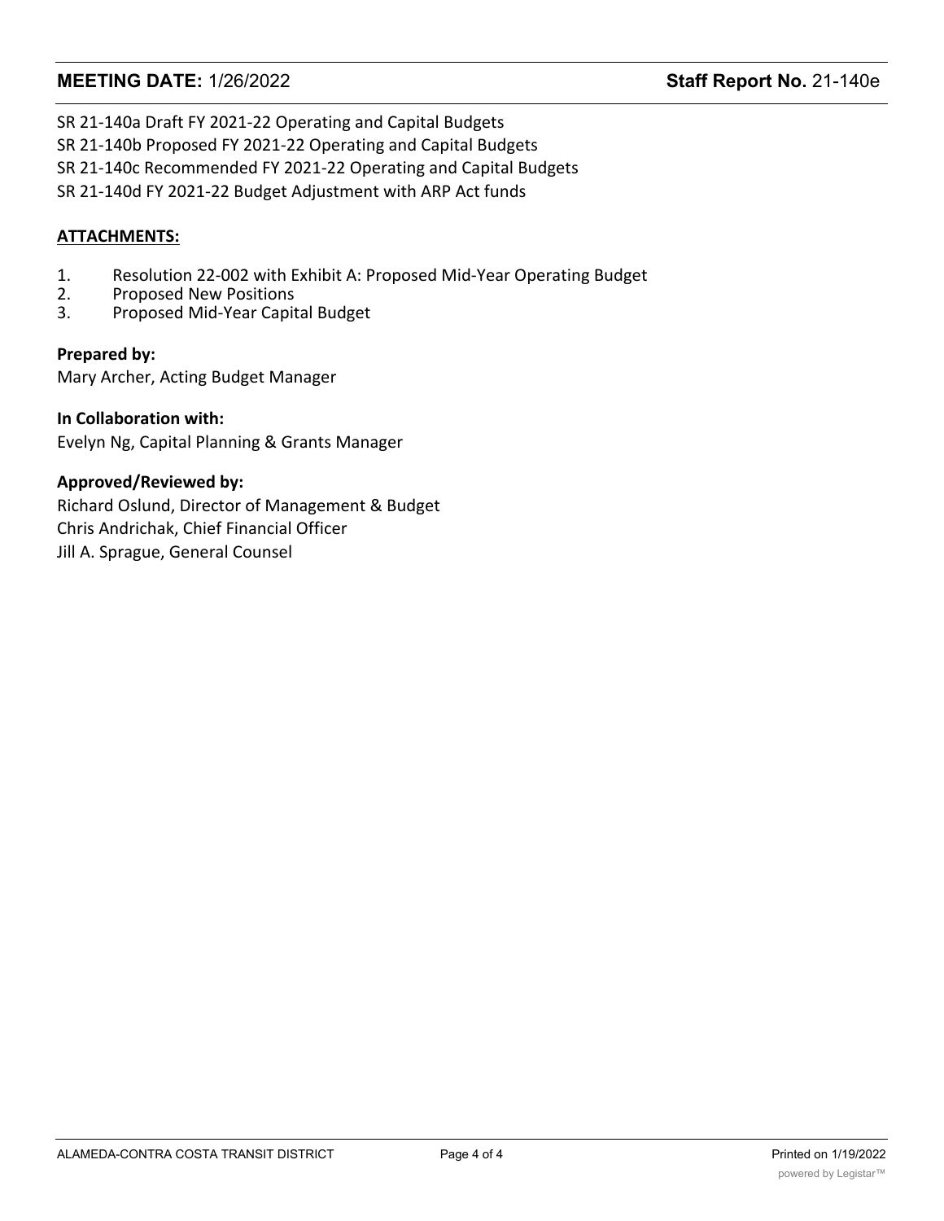SR 21-140a Draft FY 2021-22 Operating and Capital Budgets
SR 21-140b Proposed FY 2021-22 Operating and Capital Budgets
SR 21-140c Recommended FY 2021-22 Operating and Capital Budgets
SR 21-140d FY 2021-22 Budget Adjustment with ARP Act funds

**ATTACHMENTS:**

1. Resolution 22-002 with Exhibit A: Proposed Mid-Year Operating Budget
2. Proposed New Positions
3. Proposed Mid-Year Capital Budget

**Prepared by:**
Mary Archer, Acting Budget Manager

**In Collaboration with:**
Evelyn Ng, Capital Planning & Grants Manager

**Approved/Reviewed by:**
Richard Oslund, Director of Management & Budget
Chris Andrichak, Chief Financial Officer
Jill A. Sprague, General Counsel